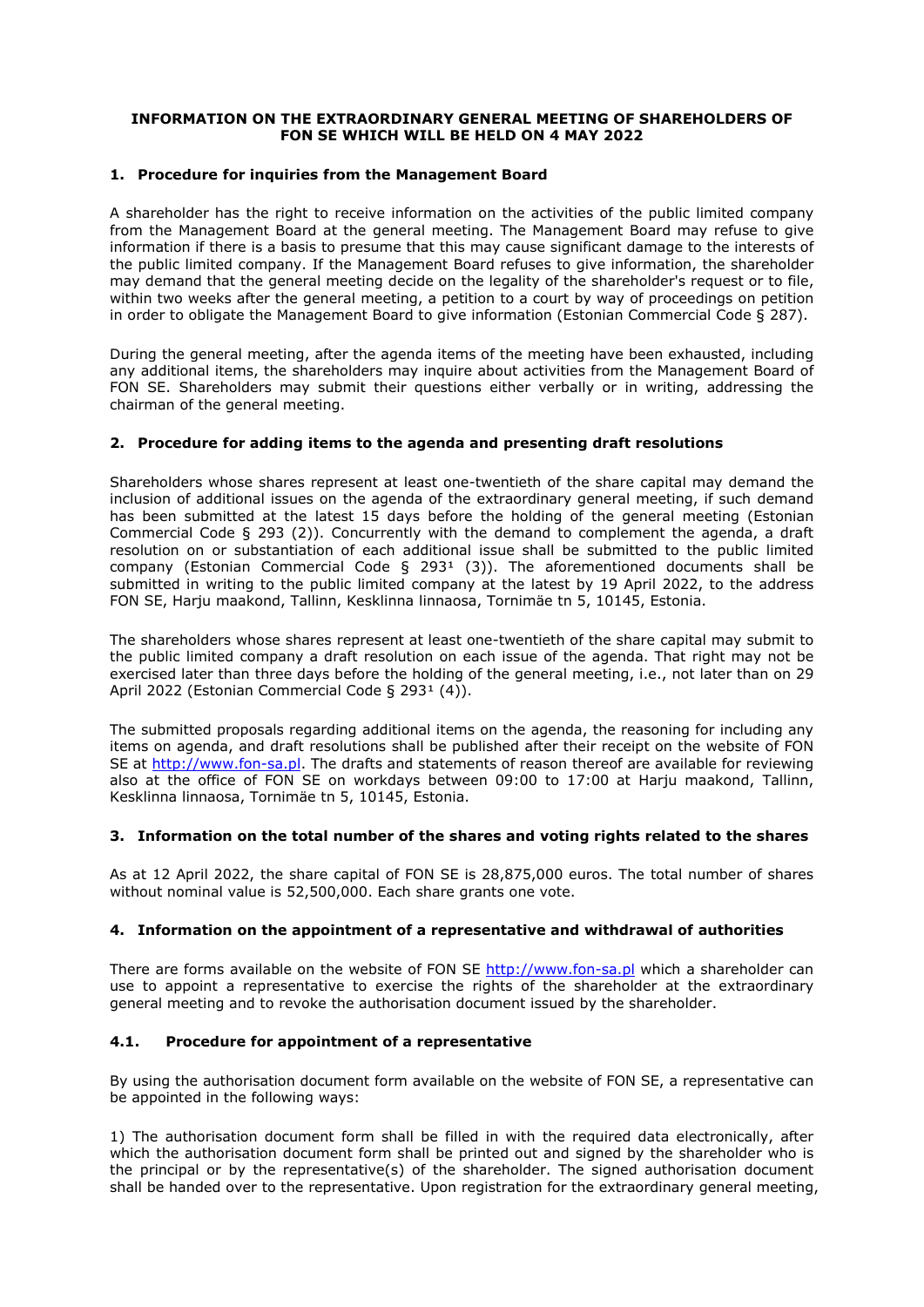**INFORMATION ON THE EXTRAORDINARY GENERAL MEETING OF SHAREHOLDERS OF FON SE WHICH WILL BE HELD ON 4 MAY 2022**

## 1. Procedure for inquiries from the Management Board

A shareholder has the right to receive information on the activities of the public limited company from the Management Board at the general meeting. The Management Board may refuse to give information if there is a basis to presume that this may cause significant damage to the interests of the public limited company. If the Management Board refuses to give information, the shareholder may demand that the general meeting decide on the legality of the shareholder's request or to file, within two weeks after the general meeting, a petition to a court by way of proceedings on petition in order to obligate the Management Board to give information (Estonian Commercial Code § 287).

During the general meeting, after the agenda items of the meeting have been exhausted, including any additional items, the shareholders may inquire about activities from the Management Board of FON SE. Shareholders may submit their questions either verbally or in writing, addressing the chairman of the general meeting.

## 2. Procedure for adding items to the agenda and presenting draft resolutions

Shareholders whose shares represent at least one-twentieth of the share capital may demand the inclusion of additional issues on the agenda of the extraordinary general meeting, if such demand has been submitted at the latest 15 days before the holding of the general meeting (Estonian Commercial Code § 293 (2)). Concurrently with the demand to complement the agenda, a draft resolution on or substantiation of each additional issue shall be submitted to the public limited company (Estonian Commercial Code § 293¹ (3)). The aforementioned documents shall be submitted in writing to the public limited company at the latest by 19 April 2022, to the address FON SE, Harju maakond, Tallinn, Kesklinna linnaosa, Tornimäe tn 5, 10145, Estonia.

The shareholders whose shares represent at least one-twentieth of the share capital may submit to the public limited company a draft resolution on each issue of the agenda. That right may not be exercised later than three days before the holding of the general meeting, i.e., not later than on 29 April 2022 (Estonian Commercial Code § 293¹ (4)).

The submitted proposals regarding additional items on the agenda, the reasoning for including any items on agenda, and draft resolutions shall be published after their receipt on the website of FON SE at http://www.fon-sa.pl. The drafts and statements of reason thereof are available for reviewing also at the office of FON SE on workdays between 09:00 to 17:00 at Harju maakond, Tallinn, Kesklinna linnaosa, Tornimäe tn 5, 10145, Estonia.

## 3. Information on the total number of the shares and voting rights related to the shares

As at 12 April 2022, the share capital of FON SE is 28,875,000 euros. The total number of shares without nominal value is 52,500,000. Each share grants one vote.

## 4. Information on the appointment of a representative and withdrawal of authorities

There are forms available on the website of FON SE http://www.fon-sa.pl which a shareholder can use to appoint a representative to exercise the rights of the shareholder at the extraordinary general meeting and to revoke the authorisation document issued by the shareholder.

### 4.1. Procedure for appointment of a representative

By using the authorisation document form available on the website of FON SE, a representative can be appointed in the following ways:

1) The authorisation document form shall be filled in with the required data electronically, after which the authorisation document form shall be printed out and signed by the shareholder who is the principal or by the representative(s) of the shareholder. The signed authorisation document shall be handed over to the representative. Upon registration for the extraordinary general meeting,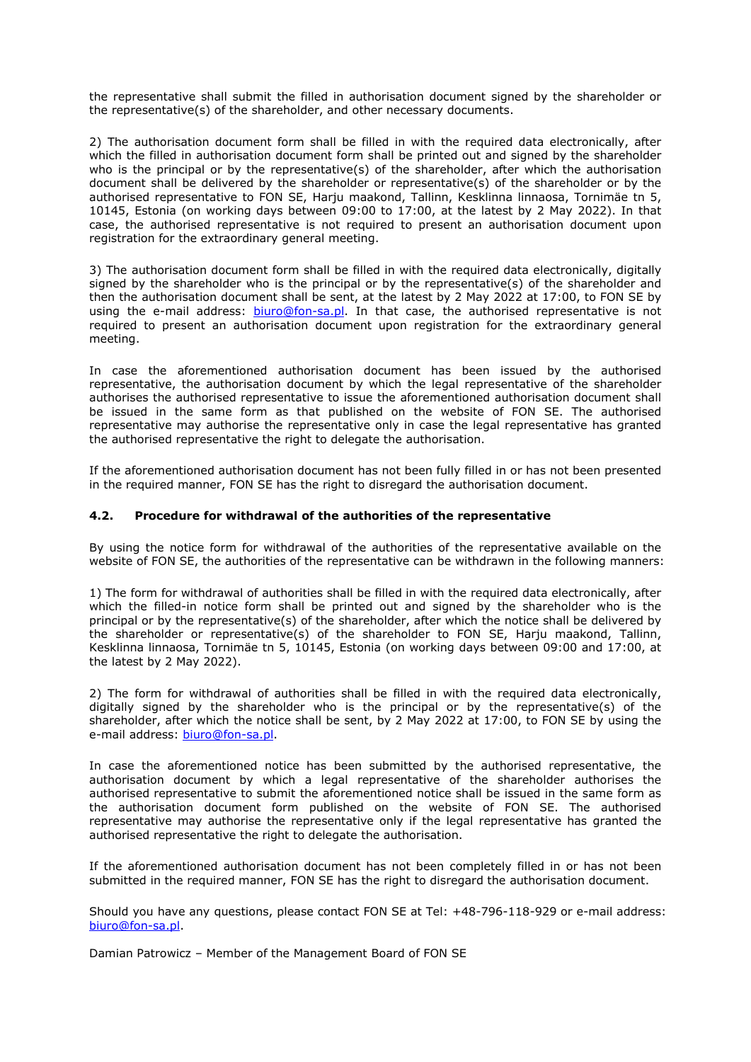the representative shall submit the filled in authorisation document signed by the shareholder or the representative(s) of the shareholder, and other necessary documents.

2) The authorisation document form shall be filled in with the required data electronically, after which the filled in authorisation document form shall be printed out and signed by the shareholder who is the principal or by the representative(s) of the shareholder, after which the authorisation document shall be delivered by the shareholder or representative(s) of the shareholder or by the authorised representative to FON SE, Harju maakond, Tallinn, Kesklinna linnaosa, Tornimäe tn 5, 10145, Estonia (on working days between 09:00 to 17:00, at the latest by 2 May 2022). In that case, the authorised representative is not required to present an authorisation document upon registration for the extraordinary general meeting.

3) The authorisation document form shall be filled in with the required data electronically, digitally signed by the shareholder who is the principal or by the representative(s) of the shareholder and then the authorisation document shall be sent, at the latest by 2 May 2022 at 17:00, to FON SE by using the e-mail address: biuro@fon-sa.pl. In that case, the authorised representative is not required to present an authorisation document upon registration for the extraordinary general meeting.

In case the aforementioned authorisation document has been issued by the authorised representative, the authorisation document by which the legal representative of the shareholder authorises the authorised representative to issue the aforementioned authorisation document shall be issued in the same form as that published on the website of FON SE. The authorised representative may authorise the representative only in case the legal representative has granted the authorised representative the right to delegate the authorisation.

If the aforementioned authorisation document has not been fully filled in or has not been presented in the required manner, FON SE has the right to disregard the authorisation document.

### 4.2. Procedure for withdrawal of the authorities of the representative

By using the notice form for withdrawal of the authorities of the representative available on the website of FON SE, the authorities of the representative can be withdrawn in the following manners:

1) The form for withdrawal of authorities shall be filled in with the required data electronically, after which the filled-in notice form shall be printed out and signed by the shareholder who is the principal or by the representative(s) of the shareholder, after which the notice shall be delivered by the shareholder or representative(s) of the shareholder to FON SE, Harju maakond, Tallinn, Kesklinna linnaosa, Tornimäe tn 5, 10145, Estonia (on working days between 09:00 and 17:00, at the latest by 2 May 2022).

2) The form for withdrawal of authorities shall be filled in with the required data electronically, digitally signed by the shareholder who is the principal or by the representative(s) of the shareholder, after which the notice shall be sent, by 2 May 2022 at 17:00, to FON SE by using the e-mail address: biuro@fon-sa.pl.

In case the aforementioned notice has been submitted by the authorised representative, the authorisation document by which a legal representative of the shareholder authorises the authorised representative to submit the aforementioned notice shall be issued in the same form as the authorisation document form published on the website of FON SE. The authorised representative may authorise the representative only if the legal representative has granted the authorised representative the right to delegate the authorisation.

If the aforementioned authorisation document has not been completely filled in or has not been submitted in the required manner, FON SE has the right to disregard the authorisation document.

Should you have any questions, please contact FON SE at Tel: +48-796-118-929 or e-mail address: biuro@fon-sa.pl.

Damian Patrowicz – Member of the Management Board of FON SE